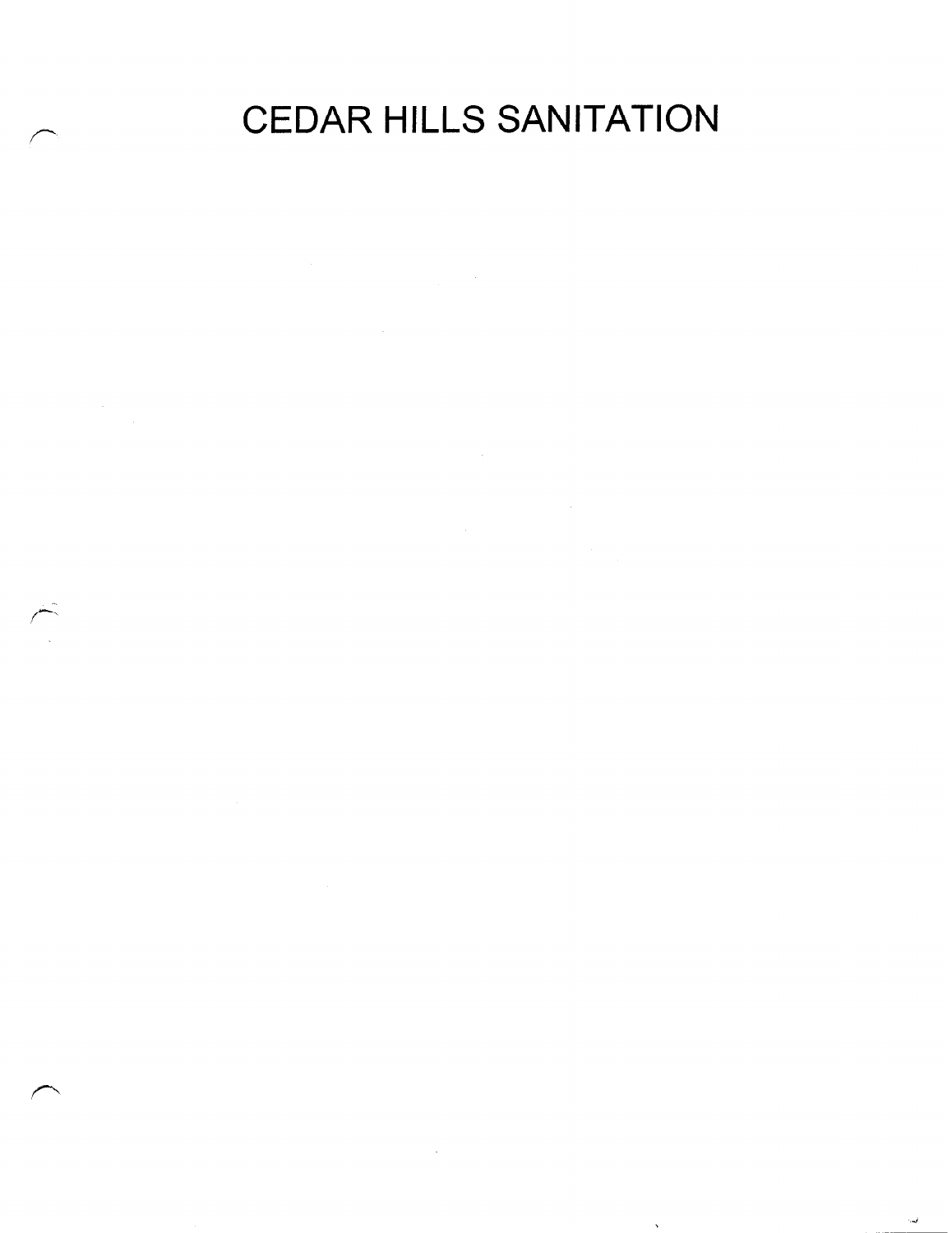# CEDAR HILLS SANITATION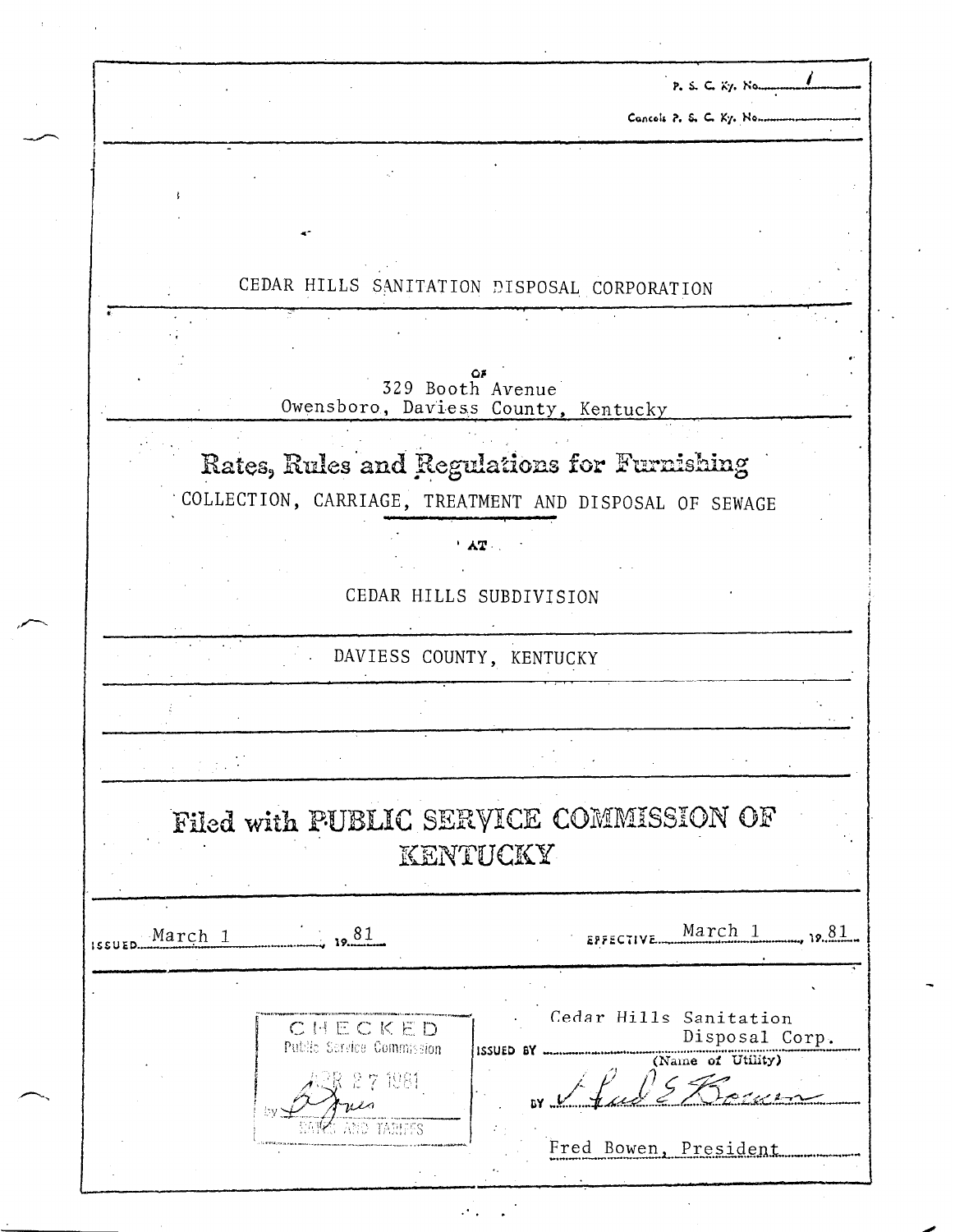P. S. C. Ky. No. 1

Cancels P. S. C. Ky. No.

# CEDAR HILLS SANITATION DISPOSAL CORPORATION

OF

329 Booth Avenue
Owensboro, Daviess County, Kentucky

## Rates, Rules and Regulations for Furnishing

COLLECTION, CARRIAGE, TREATMENT AND DISPOSAL OF SEWAGE

AT

CEDAR HILLS SUBDIVISION

DAVIESS COUNTY, KENTUCKY

## Filed with PUBLIC SERVICE COMMISSION OF KENTUCKY

ISSUED March 1, 1981

EFFECTIVE March 1, 1981

CHECKED
Public Service Commission
APR 27 1981
by [signature]
RATES AND TARIFFS

ISSUED BY Cedar Hills Sanitation Disposal Corp.
(Name of Utility)

BY [signature]

Fred Bowen, President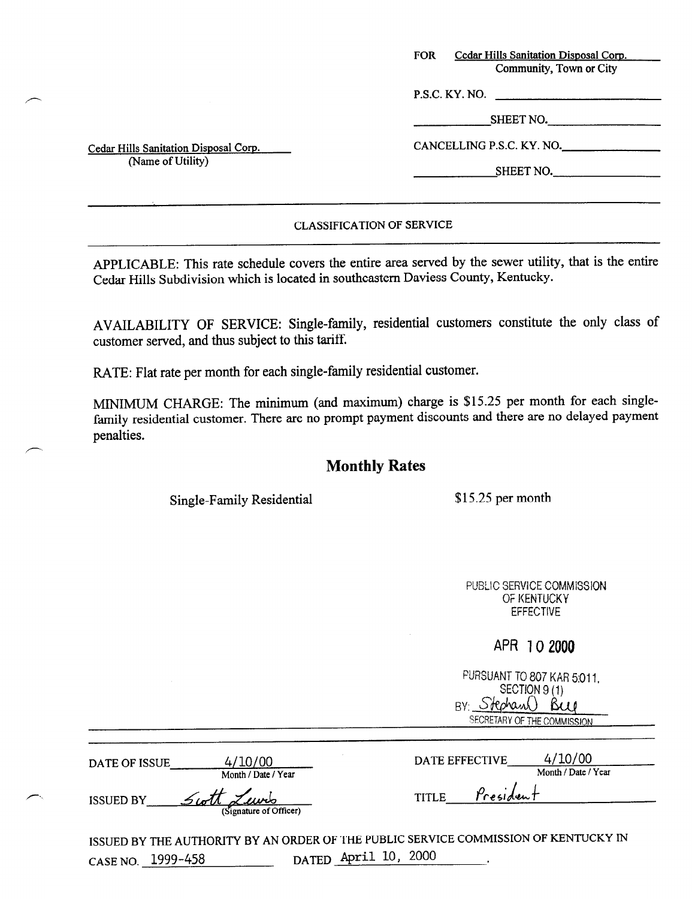FOR Cedar Hills Sanitation Disposal Corp.
Community, Town or City

P.S.C. KY. NO. ______________________

__________ SHEET NO. ______________

Cedar Hills Sanitation Disposal Corp.
(Name of Utility)

CANCELLING P.S.C. KY. NO. ____________

__________ SHEET NO. ______________

---

CLASSIFICATION OF SERVICE

---

APPLICABLE: This rate schedule covers the entire area served by the sewer utility, that is the entire Cedar Hills Subdivision which is located in southeastern Daviess County, Kentucky.

AVAILABILITY OF SERVICE: Single-family, residential customers constitute the only class of customer served, and thus subject to this tariff.

RATE: Flat rate per month for each single-family residential customer.

MINIMUM CHARGE: The minimum (and maximum) charge is $15.25 per month for each single-family residential customer. There are no prompt payment discounts and there are no delayed payment penalties.

## Monthly Rates

| | |
|---|---|
| Single-Family Residential | $15.25 per month |

PUBLIC SERVICE COMMISSION
OF KENTUCKY
EFFECTIVE

APR 10 2000

PURSUANT TO 807 KAR 5:011,
SECTION 9 (1)
BY: Stephan O Bell
SECRETARY OF THE COMMISSION

---

DATE OF ISSUE 4/10/00
Month / Date / Year

DATE EFFECTIVE 4/10/00
Month / Date / Year

ISSUED BY Scott Lewis
(Signature of Officer)

TITLE President

ISSUED BY THE AUTHORITY BY AN ORDER OF THE PUBLIC SERVICE COMMISSION OF KENTUCKY IN CASE NO. 1999-458 DATED April 10, 2000.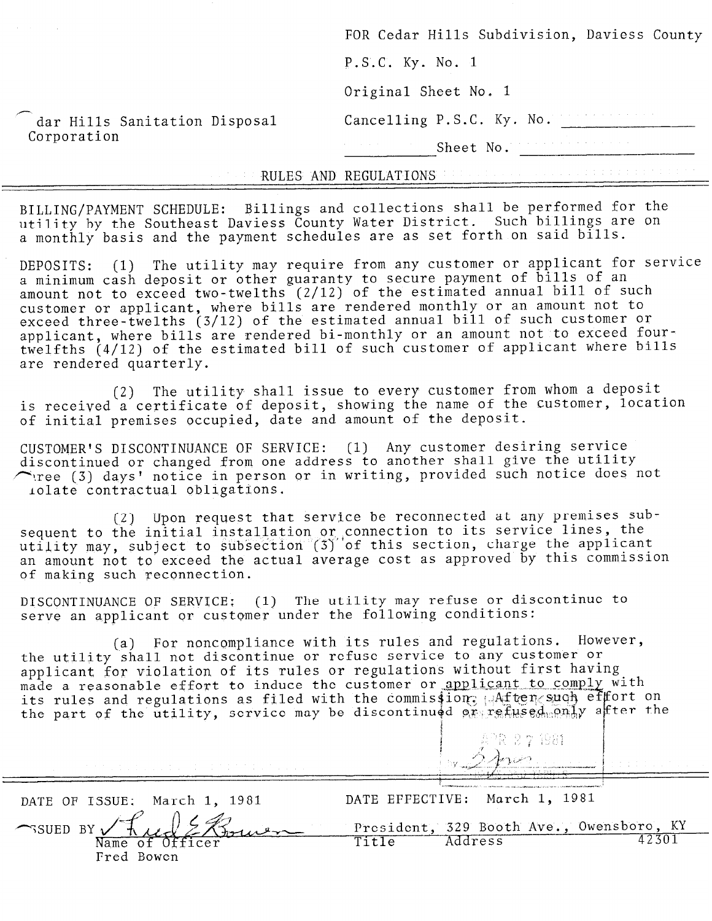FOR Cedar Hills Subdivision, Daviess County

P.S.C. Ky. No. 1

Original Sheet No. 1

dar Hills Sanitation Disposal Corporation

Cancelling P.S.C. Ky. No. ______________

__________ Sheet No. ______________

## RULES AND REGULATIONS

BILLING/PAYMENT SCHEDULE: Billings and collections shall be performed for the utility by the Southeast Daviess County Water District. Such billings are on a monthly basis and the payment schedules are as set forth on said bills.

DEPOSITS: (1) The utility may require from any customer or applicant for service a minimum cash deposit or other guaranty to secure payment of bills of an amount not to exceed two-twelths (2/12) of the estimated annual bill of such customer or applicant, where bills are rendered monthly or an amount not to exceed three-twelths (3/12) of the estimated annual bill of such customer or applicant, where bills are rendered bi-monthly or an amount not to exceed four-twelfths (4/12) of the estimated bill of such customer of applicant where bills are rendered quarterly.

(2) The utility shall issue to every customer from whom a deposit is received a certificate of deposit, showing the name of the customer, location of initial premises occupied, date and amount of the deposit.

CUSTOMER'S DISCONTINUANCE OF SERVICE: (1) Any customer desiring service discontinued or changed from one address to another shall give the utility ree (3) days' notice in person or in writing, provided such notice does not iolate contractual obligations.

(2) Upon request that service be reconnected at any premises subsequent to the initial installation or connection to its service lines, the utility may, subject to subsection (3) of this section, charge the applicant an amount not to exceed the actual average cost as approved by this commission of making such reconnection.

DISCONTINUANCE OF SERVICE: (1) The utility may refuse or discontinue to serve an applicant or customer under the following conditions:

(a) For noncompliance with its rules and regulations. However, the utility shall not discontinue or refuse service to any customer or applicant for violation of its rules or regulations without first having made a reasonable effort to induce the customer or applicant to comply with its rules and regulations as filed with the commission. After such effort on the part of the utility, service may be discontinued or refused only after the

APR 27 1981

DATE OF ISSUE: March 1, 1981

DATE EFFECTIVE: March 1, 1981

ISSUED BY Fred E Bowen
Name of Officer
Fred Bowen

President, 329 Booth Ave., Owensboro, KY 42301
Title Address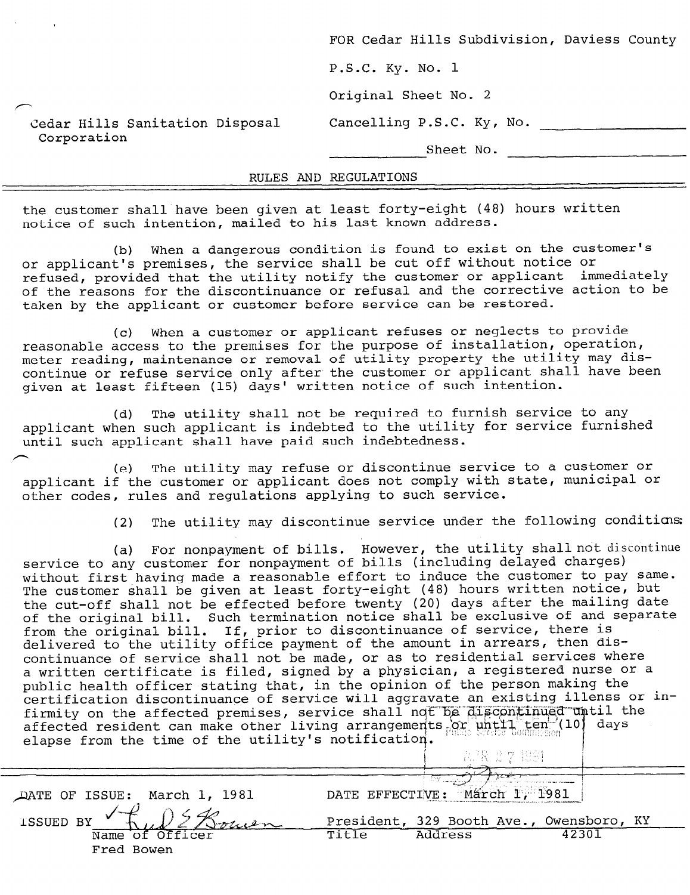FOR Cedar Hills Subdivision, Daviess County

P.S.C. Ky. No. 1

Original Sheet No. 2

Cedar Hills Sanitation Disposal Corporation

Cancelling P.S.C. Ky, No. ____________

____________ Sheet No. ____________

RULES AND REGULATIONS

the customer shall have been given at least forty-eight (48) hours written notice of such intention, mailed to his last known address.

(b) When a dangerous condition is found to exist on the customer's or applicant's premises, the service shall be cut off without notice or refused, provided that the utility notify the customer or applicant immediately of the reasons for the discontinuance or refusal and the corrective action to be taken by the applicant or customer before service can be restored.

(c) When a customer or applicant refuses or neglects to provide reasonable access to the premises for the purpose of installation, operation, meter reading, maintenance or removal of utility property the utility may discontinue or refuse service only after the customer or applicant shall have been given at least fifteen (15) days' written notice of such intention.

(d) The utility shall not be required to furnish service to any applicant when such applicant is indebted to the utility for service furnished until such applicant shall have paid such indebtedness.

(e) The utility may refuse or discontinue service to a customer or applicant if the customer or applicant does not comply with state, municipal or other codes, rules and regulations applying to such service.

(2) The utility may discontinue service under the following conditions:

(a) For nonpayment of bills. However, the utility shall not discontinue service to any customer for nonpayment of bills (including delayed charges) without first having made a reasonable effort to induce the customer to pay same. The customer shall be given at least forty-eight (48) hours written notice, but the cut-off shall not be effected before twenty (20) days after the mailing date of the original bill. Such termination notice shall be exclusive of and separate from the original bill. If, prior to discontinuance of service, there is delivered to the utility office payment of the amount in arrears, then discontinuance of service shall not be made, or as to residential services where a written certificate is filed, signed by a physician, a registered nurse or a public health officer stating that, in the opinion of the person making the certification discontinuance of service will aggravate an existing illenss or infirmity on the affected premises, service shall not be discontinued until the affected resident can make other living arrangements or until ten (10) days elapse from the time of the utility's notification.

DATE OF ISSUE: March 1, 1981 DATE EFFECTIVE: March 1, 1981

ISSUED BY Fred Bowen — President, 329 Booth Ave., Owensboro, KY 42301

Name of Officer: Fred Bowen | Title | Address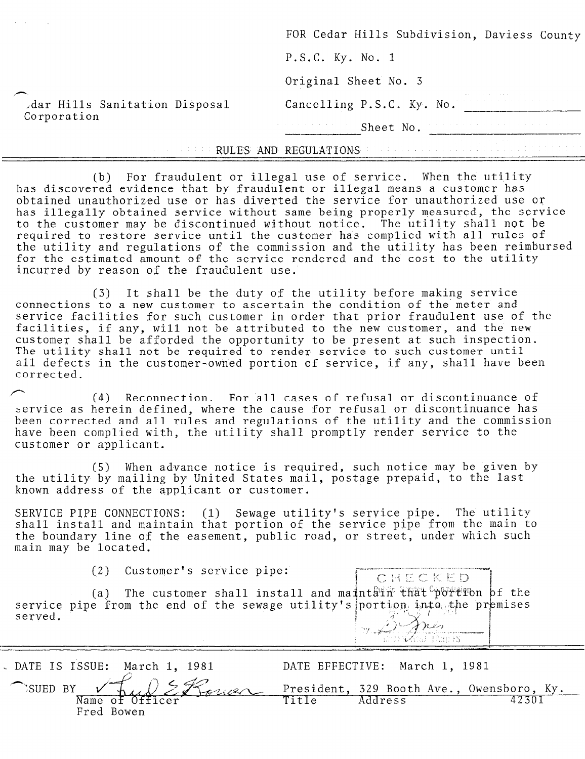FOR Cedar Hills Subdivision, Daviess County

P.S.C. Ky. No. 1

Original Sheet No. 3

Cedar Hills Sanitation Disposal Corporation

Cancelling P.S.C. Ky. No. \_\_\_\_\_\_\_\_

\_\_\_\_\_\_\_\_ Sheet No. \_\_\_\_\_\_\_\_

RULES AND REGULATIONS

(b) For fraudulent or illegal use of service. When the utility has discovered evidence that by fraudulent or illegal means a customer has obtained unauthorized use or has diverted the service for unauthorized use or has illegally obtained service without same being properly measured, the service to the customer may be discontinued without notice. The utility shall not be required to restore service until the customer has complied with all rules of the utility and regulations of the commission and the utility has been reimbursed for the estimated amount of the service rendered and the cost to the utility incurred by reason of the fraudulent use.

(3) It shall be the duty of the utility before making service connections to a new customer to ascertain the condition of the meter and service facilities for such customer in order that prior fraudulent use of the facilities, if any, will not be attributed to the new customer, and the new customer shall be afforded the opportunity to be present at such inspection. The utility shall not be required to render service to such customer until all defects in the customer-owned portion of service, if any, shall have been corrected.

(4) Reconnection. For all cases of refusal or discontinuance of service as herein defined, where the cause for refusal or discontinuance has been corrected and all rules and regulations of the utility and the commission have been complied with, the utility shall promptly render service to the customer or applicant.

(5) When advance notice is required, such notice may be given by the utility by mailing by United States mail, postage prepaid, to the last known address of the applicant or customer.

SERVICE PIPE CONNECTIONS: (1) Sewage utility's service pipe. The utility shall install and maintain that portion of the service pipe from the main to the boundary line of the easement, public road, or street, under which such main may be located.

(2) Customer's service pipe:

(a) The customer shall install and maintain that portion of the service pipe from the end of the sewage utility's portion into the premises served.

CHECKED

DATE IS ISSUE: March 1, 1981 DATE EFFECTIVE: March 1, 1981

ISSUED BY Fred E. Bowen — President, 329 Booth Ave., Owensboro, Ky. 42301

Name of Officer — Title — Address

Fred Bowen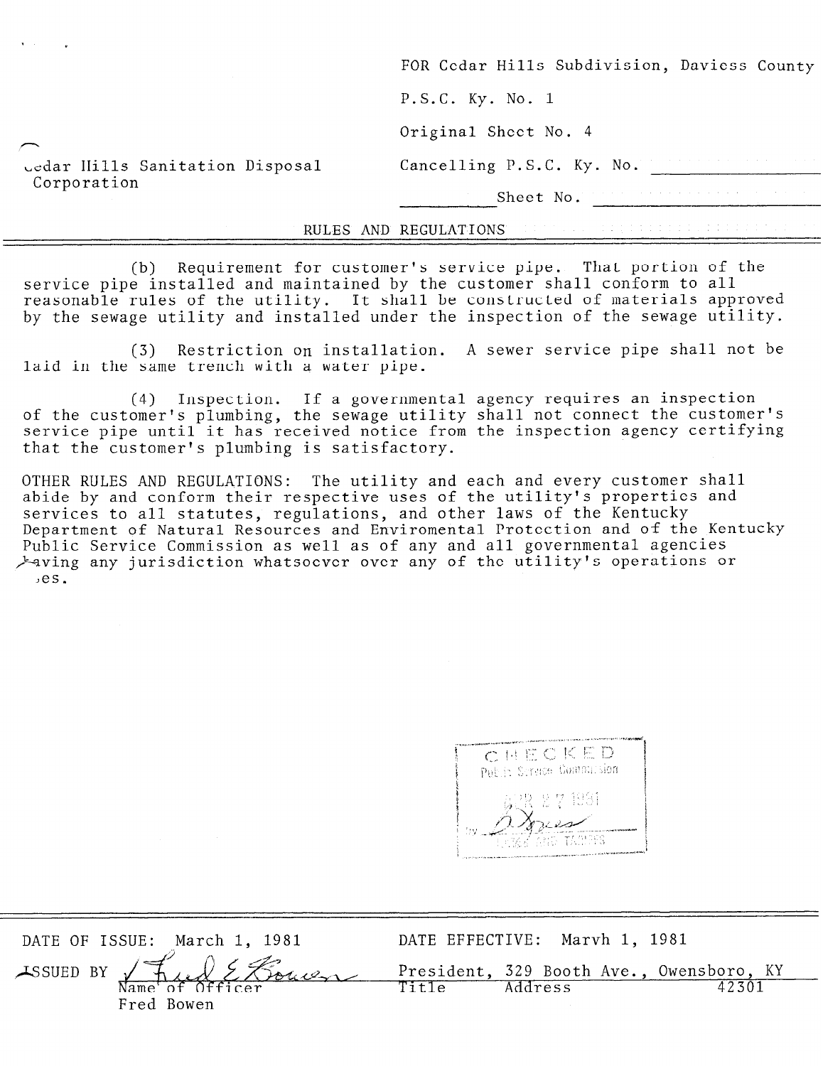FOR Cedar Hills Subdivision, Daviess County

P.S.C. Ky. No. 1

Original Sheet No. 4

Cedar Hills Sanitation Disposal Corporation

Cancelling P.S.C. Ky. No. ______

______ Sheet No. ______

RULES AND REGULATIONS

(b) Requirement for customer's service pipe. That portion of the service pipe installed and maintained by the customer shall conform to all reasonable rules of the utility. It shall be constructed of materials approved by the sewage utility and installed under the inspection of the sewage utility.

(3) Restriction on installation. A sewer service pipe shall not be laid in the same trench with a water pipe.

(4) Inspection. If a governmental agency requires an inspection of the customer's plumbing, the sewage utility shall not connect the customer's service pipe until it has received notice from the inspection agency certifying that the customer's plumbing is satisfactory.

OTHER RULES AND REGULATIONS: The utility and each and every customer shall abide by and conform their respective uses of the utility's properties and services to all statutes, regulations, and other laws of the Kentucky Department of Natural Resources and Enviromental Protection and of the Kentucky Public Service Commission as well as of any and all governmental agencies having any jurisdiction whatsoever over any of the utility's operations or ...es.

CHECKED
Public Service Commission
APR 27 1981
BY
RATES AND TARIFFS

DATE OF ISSUE: March 1, 1981

DATE EFFECTIVE: Marvh 1, 1981

ISSUED BY Fred E Bowen
Name of Officer
Fred Bowen

President, 329 Booth Ave., Owensboro, KY 42301
Title Address